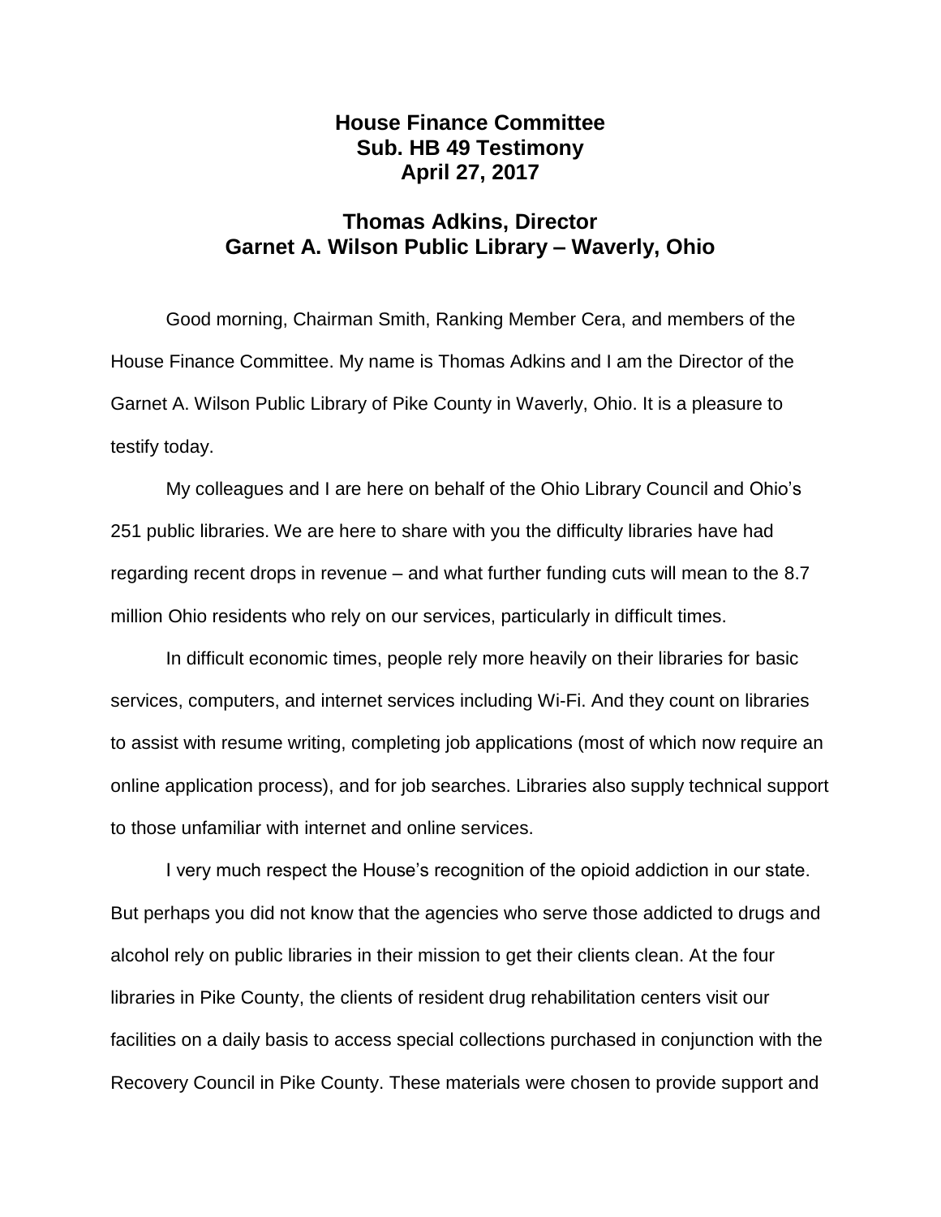# House Finance Committee
# Sub. HB 49 Testimony
# April 27, 2017

## Thomas Adkins, Director
## Garnet A. Wilson Public Library – Waverly, Ohio

Good morning, Chairman Smith, Ranking Member Cera, and members of the House Finance Committee. My name is Thomas Adkins and I am the Director of the Garnet A. Wilson Public Library of Pike County in Waverly, Ohio. It is a pleasure to testify today.

My colleagues and I are here on behalf of the Ohio Library Council and Ohio's 251 public libraries. We are here to share with you the difficulty libraries have had regarding recent drops in revenue – and what further funding cuts will mean to the 8.7 million Ohio residents who rely on our services, particularly in difficult times.

In difficult economic times, people rely more heavily on their libraries for basic services, computers, and internet services including Wi-Fi. And they count on libraries to assist with resume writing, completing job applications (most of which now require an online application process), and for job searches. Libraries also supply technical support to those unfamiliar with internet and online services.

I very much respect the House's recognition of the opioid addiction in our state. But perhaps you did not know that the agencies who serve those addicted to drugs and alcohol rely on public libraries in their mission to get their clients clean. At the four libraries in Pike County, the clients of resident drug rehabilitation centers visit our facilities on a daily basis to access special collections purchased in conjunction with the Recovery Council in Pike County. These materials were chosen to provide support and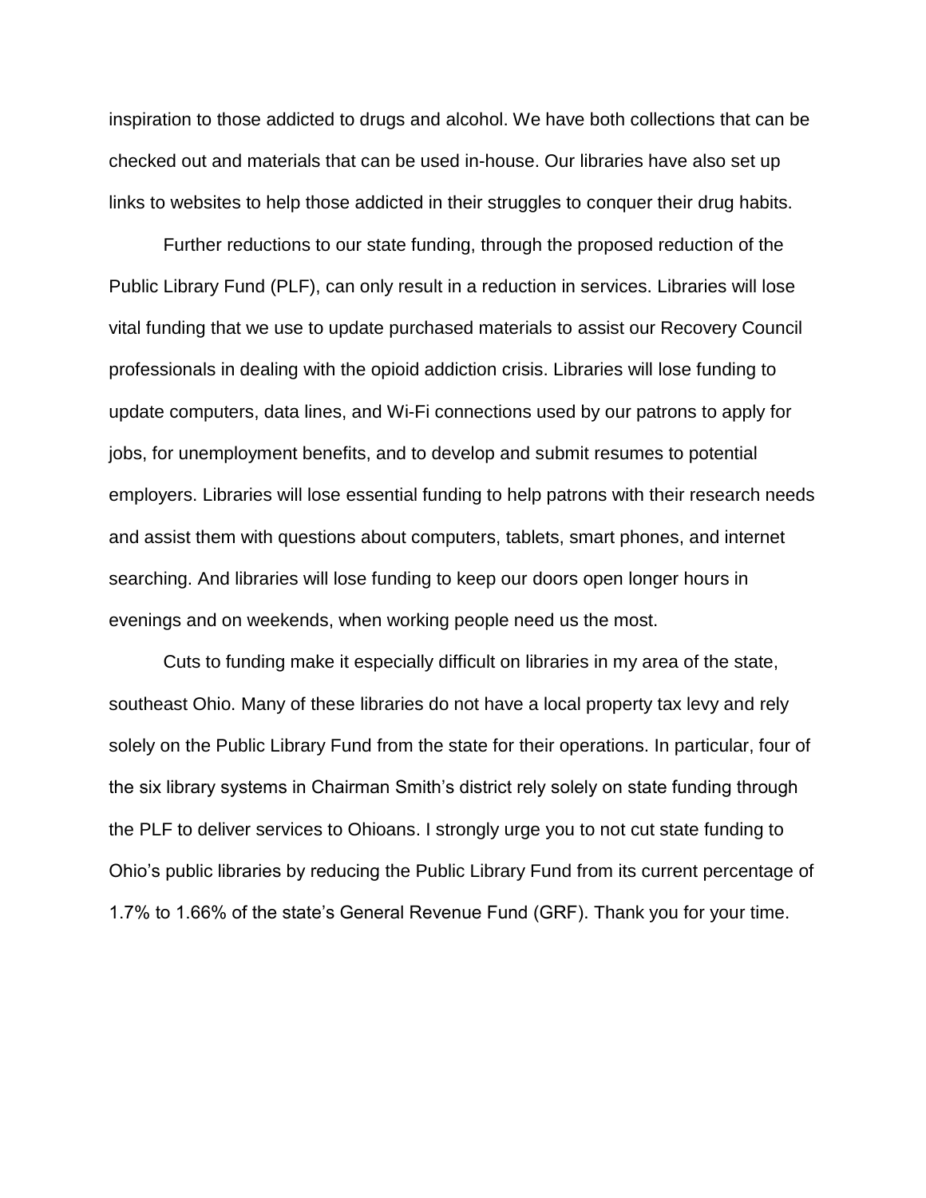inspiration to those addicted to drugs and alcohol. We have both collections that can be checked out and materials that can be used in-house. Our libraries have also set up links to websites to help those addicted in their struggles to conquer their drug habits.

Further reductions to our state funding, through the proposed reduction of the Public Library Fund (PLF), can only result in a reduction in services. Libraries will lose vital funding that we use to update purchased materials to assist our Recovery Council professionals in dealing with the opioid addiction crisis. Libraries will lose funding to update computers, data lines, and Wi-Fi connections used by our patrons to apply for jobs, for unemployment benefits, and to develop and submit resumes to potential employers. Libraries will lose essential funding to help patrons with their research needs and assist them with questions about computers, tablets, smart phones, and internet searching. And libraries will lose funding to keep our doors open longer hours in evenings and on weekends, when working people need us the most.

Cuts to funding make it especially difficult on libraries in my area of the state, southeast Ohio. Many of these libraries do not have a local property tax levy and rely solely on the Public Library Fund from the state for their operations. In particular, four of the six library systems in Chairman Smith's district rely solely on state funding through the PLF to deliver services to Ohioans. I strongly urge you to not cut state funding to Ohio's public libraries by reducing the Public Library Fund from its current percentage of 1.7% to 1.66% of the state's General Revenue Fund (GRF). Thank you for your time.